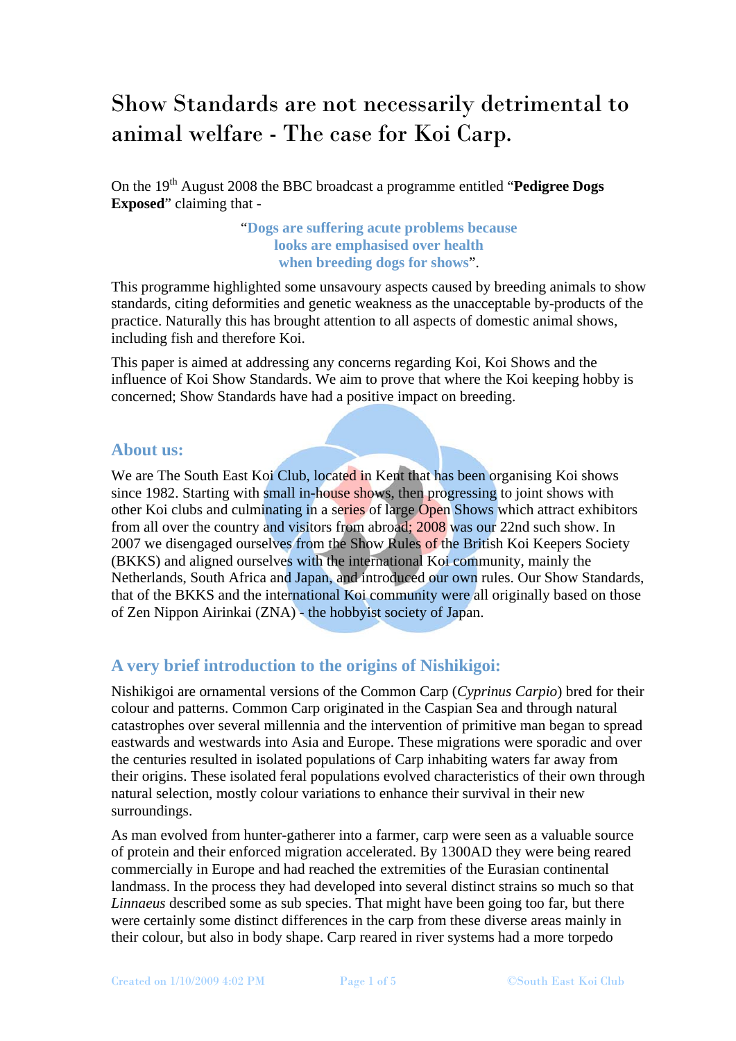# Show Standards are not necessarily detrimental to animal welfare - The case for Koi Carp.

On the 19th August 2008 the BBC broadcast a programme entitled "**Pedigree Dogs Exposed**" claiming that -

> "**Dogs are suffering acute problems because looks are emphasised over health when breeding dogs for shows**".

This programme highlighted some unsavoury aspects caused by breeding animals to show standards, citing deformities and genetic weakness as the unacceptable by-products of the practice. Naturally this has brought attention to all aspects of domestic animal shows, including fish and therefore Koi.

This paper is aimed at addressing any concerns regarding Koi, Koi Shows and the influence of Koi Show Standards. We aim to prove that where the Koi keeping hobby is concerned; Show Standards have had a positive impact on breeding.

## About us:

We are The South East Koi Club, located in Kent that has been organising Koi shows since 1982. Starting with small in-house shows, then progressing to joint shows with other Koi clubs and culminating in a series of large Open Shows which attract exhibitors from all over the country and visitors from abroad; 2008 was our 22nd such show. In 2007 we disengaged ourselves from the Show Rules of the British Koi Keepers Society (BKKS) and aligned ourselves with the international Koi community, mainly the Netherlands, South Africa and Japan, and introduced our own rules. Our Show Standards, that of the BKKS and the international Koi community were all originally based on those of Zen Nippon Airinkai (ZNA) - the hobbyist society of Japan.

## A very brief introduction to the origins of Nishikigoi:

Nishikigoi are ornamental versions of the Common Carp (*Cyprinus Carpio*) bred for their colour and patterns. Common Carp originated in the Caspian Sea and through natural catastrophes over several millennia and the intervention of primitive man began to spread eastwards and westwards into Asia and Europe. These migrations were sporadic and over the centuries resulted in isolated populations of Carp inhabiting waters far away from their origins. These isolated feral populations evolved characteristics of their own through natural selection, mostly colour variations to enhance their survival in their new surroundings.

As man evolved from hunter-gatherer into a farmer, carp were seen as a valuable source of protein and their enforced migration accelerated. By 1300AD they were being reared commercially in Europe and had reached the extremities of the Eurasian continental landmass. In the process they had developed into several distinct strains so much so that *Linnaeus* described some as sub species. That might have been going too far, but there were certainly some distinct differences in the carp from these diverse areas mainly in their colour, but also in body shape. Carp reared in river systems had a more torpedo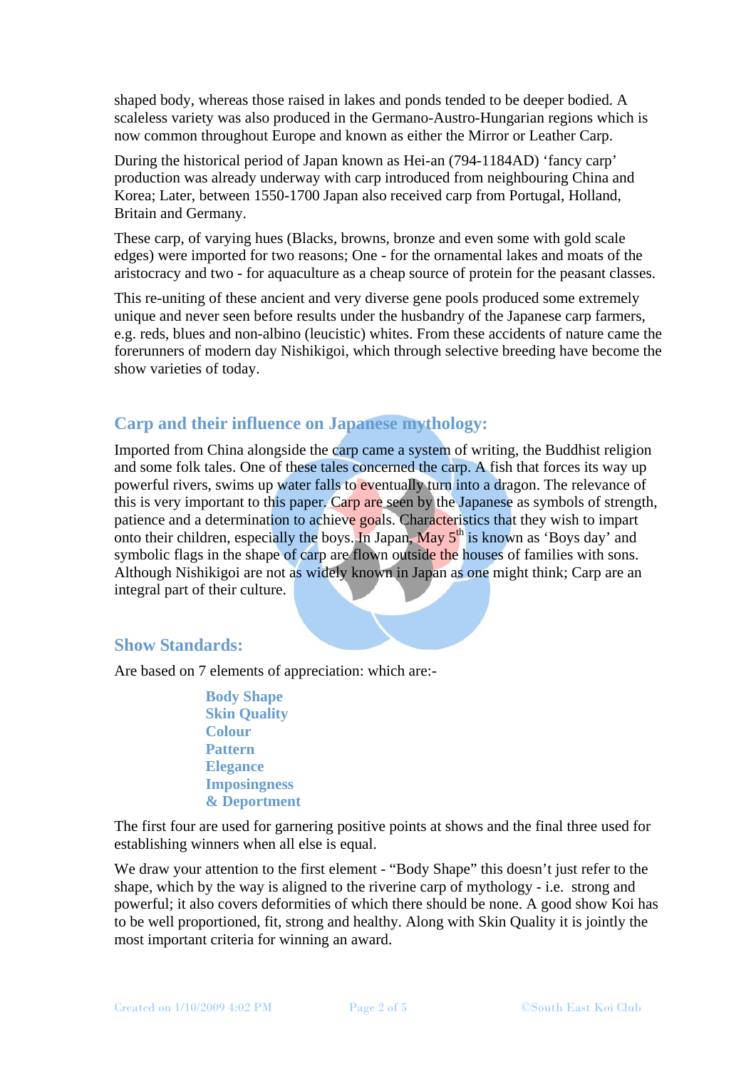shaped body, whereas those raised in lakes and ponds tended to be deeper bodied. A scaleless variety was also produced in the Germano-Austro-Hungarian regions which is now common throughout Europe and known as either the Mirror or Leather Carp.

During the historical period of Japan known as Hei-an (794-1184AD) 'fancy carp' production was already underway with carp introduced from neighbouring China and Korea; Later, between 1550-1700 Japan also received carp from Portugal, Holland, Britain and Germany.

These carp, of varying hues (Blacks, browns, bronze and even some with gold scale edges) were imported for two reasons; One - for the ornamental lakes and moats of the aristocracy and two - for aquaculture as a cheap source of protein for the peasant classes.

This re-uniting of these ancient and very diverse gene pools produced some extremely unique and never seen before results under the husbandry of the Japanese carp farmers, e.g. reds, blues and non-albino (leucistic) whites. From these accidents of nature came the forerunners of modern day Nishikigoi, which through selective breeding have become the show varieties of today.

## Carp and their influence on Japanese mythology:

Imported from China alongside the carp came a system of writing, the Buddhist religion and some folk tales. One of these tales concerned the carp. A fish that forces its way up powerful rivers, swims up water falls to eventually turn into a dragon. The relevance of this is very important to this paper. Carp are seen by the Japanese as symbols of strength, patience and a determination to achieve goals. Characteristics that they wish to impart onto their children, especially the boys. In Japan, May 5th is known as 'Boys day' and symbolic flags in the shape of carp are flown outside the houses of families with sons. Although Nishikigoi are not as widely known in Japan as one might think; Carp are an integral part of their culture.

## Show Standards:

Are based on 7 elements of appreciation: which are:-

**Body Shape**
**Skin Quality**
**Colour**
**Pattern**
**Elegance**
**Imposingness**
**& Deportment**

The first four are used for garnering positive points at shows and the final three used for establishing winners when all else is equal.

We draw your attention to the first element - "Body Shape" this doesn't just refer to the shape, which by the way is aligned to the riverine carp of mythology - i.e. strong and powerful; it also covers deformities of which there should be none. A good show Koi has to be well proportioned, fit, strong and healthy. Along with Skin Quality it is jointly the most important criteria for winning an award.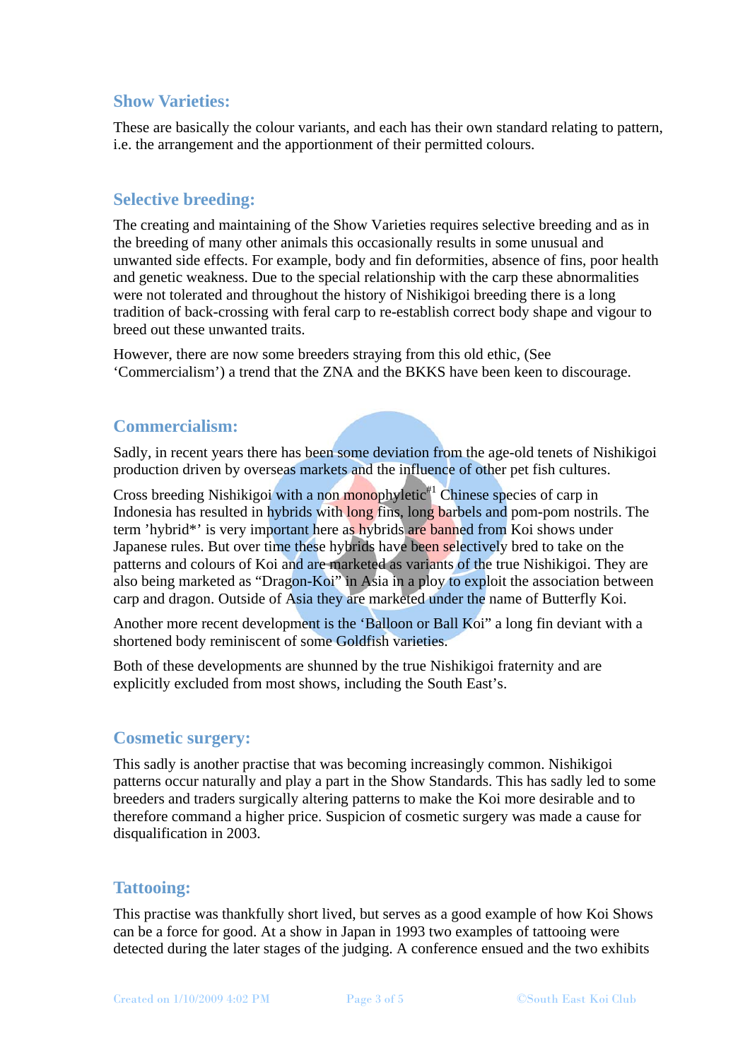## Show Varieties:

These are basically the colour variants, and each has their own standard relating to pattern, i.e. the arrangement and the apportionment of their permitted colours.

## Selective breeding:

The creating and maintaining of the Show Varieties requires selective breeding and as in the breeding of many other animals this occasionally results in some unusual and unwanted side effects. For example, body and fin deformities, absence of fins, poor health and genetic weakness. Due to the special relationship with the carp these abnormalities were not tolerated and throughout the history of Nishikigoi breeding there is a long tradition of back-crossing with feral carp to re-establish correct body shape and vigour to breed out these unwanted traits.

However, there are now some breeders straying from this old ethic, (See 'Commercialism') a trend that the ZNA and the BKKS have been keen to discourage.

## Commercialism:

Sadly, in recent years there has been some deviation from the age-old tenets of Nishikigoi production driven by overseas markets and the influence of other pet fish cultures.

Cross breeding Nishikigoi with a non monophyletic[#1] Chinese species of carp in Indonesia has resulted in hybrids with long fins, long barbels and pom-pom nostrils. The term 'hybrid*' is very important here as hybrids are banned from Koi shows under Japanese rules. But over time these hybrids have been selectively bred to take on the patterns and colours of Koi and are marketed as variants of the true Nishikigoi. They are also being marketed as "Dragon-Koi" in Asia in a ploy to exploit the association between carp and dragon. Outside of Asia they are marketed under the name of Butterfly Koi.

Another more recent development is the 'Balloon or Ball Koi" a long fin deviant with a shortened body reminiscent of some Goldfish varieties.

Both of these developments are shunned by the true Nishikigoi fraternity and are explicitly excluded from most shows, including the South East's.

## Cosmetic surgery:

This sadly is another practise that was becoming increasingly common. Nishikigoi patterns occur naturally and play a part in the Show Standards. This has sadly led to some breeders and traders surgically altering patterns to make the Koi more desirable and to therefore command a higher price. Suspicion of cosmetic surgery was made a cause for disqualification in 2003.

## Tattooing:

This practise was thankfully short lived, but serves as a good example of how Koi Shows can be a force for good. At a show in Japan in 1993 two examples of tattooing were detected during the later stages of the judging. A conference ensued and the two exhibits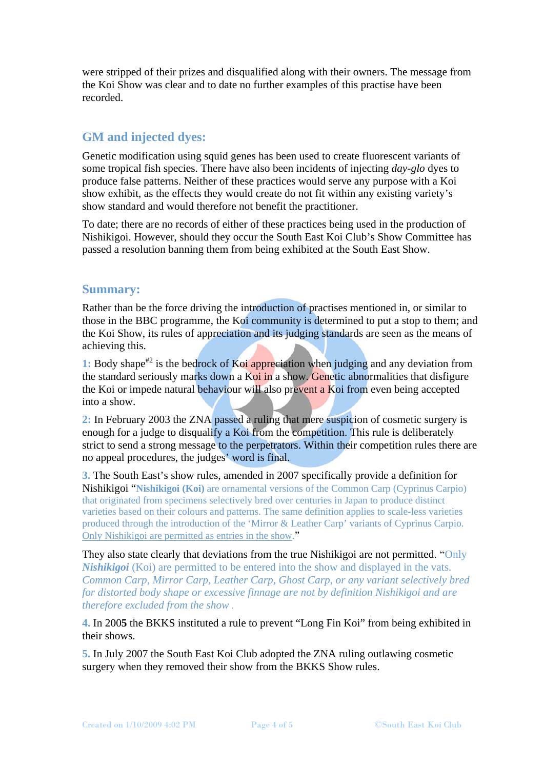were stripped of their prizes and disqualified along with their owners. The message from the Koi Show was clear and to date no further examples of this practise have been recorded.

## GM and injected dyes:

Genetic modification using squid genes has been used to create fluorescent variants of some tropical fish species. There have also been incidents of injecting *day-glo* dyes to produce false patterns. Neither of these practices would serve any purpose with a Koi show exhibit, as the effects they would create do not fit within any existing variety's show standard and would therefore not benefit the practitioner.

To date; there are no records of either of these practices being used in the production of Nishikigoi. However, should they occur the South East Koi Club's Show Committee has passed a resolution banning them from being exhibited at the South East Show.

## Summary:

Rather than be the force driving the introduction of practises mentioned in, or similar to those in the BBC programme, the Koi community is determined to put a stop to them; and the Koi Show, its rules of appreciation and its judging standards are seen as the means of achieving this.

**1:** Body shape[#2] is the bedrock of Koi appreciation when judging and any deviation from the standard seriously marks down a Koi in a show. Genetic abnormalities that disfigure the Koi or impede natural behaviour will also prevent a Koi from even being accepted into a show.

**2:** In February 2003 the ZNA passed a ruling that mere suspicion of cosmetic surgery is enough for a judge to disqualify a Koi from the competition. This rule is deliberately strict to send a strong message to the perpetrators. Within their competition rules there are no appeal procedures, the judges' word is final.

**3.** The South East's show rules, amended in 2007 specifically provide a definition for Nishikigoi "**Nishikigoi (Koi)** are ornamental versions of the Common Carp (Cyprinus Carpio) that originated from specimens selectively bred over centuries in Japan to produce distinct varieties based on their colours and patterns. The same definition applies to scale-less varieties produced through the introduction of the 'Mirror & Leather Carp' variants of Cyprinus Carpio. Only Nishikigoi are permitted as entries in the show."

They also state clearly that deviations from the true Nishikigoi are not permitted. "Only ***Nishikigoi*** (Koi) are permitted to be entered into the show and displayed in the vats. *Common Carp, Mirror Carp, Leather Carp, Ghost Carp, or any variant selectively bred for distorted body shape or excessive finnage are not by definition Nishikigoi and are therefore excluded from the show* .

**4.** In 200**5** the BKKS instituted a rule to prevent "Long Fin Koi" from being exhibited in their shows.

**5.** In July 2007 the South East Koi Club adopted the ZNA ruling outlawing cosmetic surgery when they removed their show from the BKKS Show rules.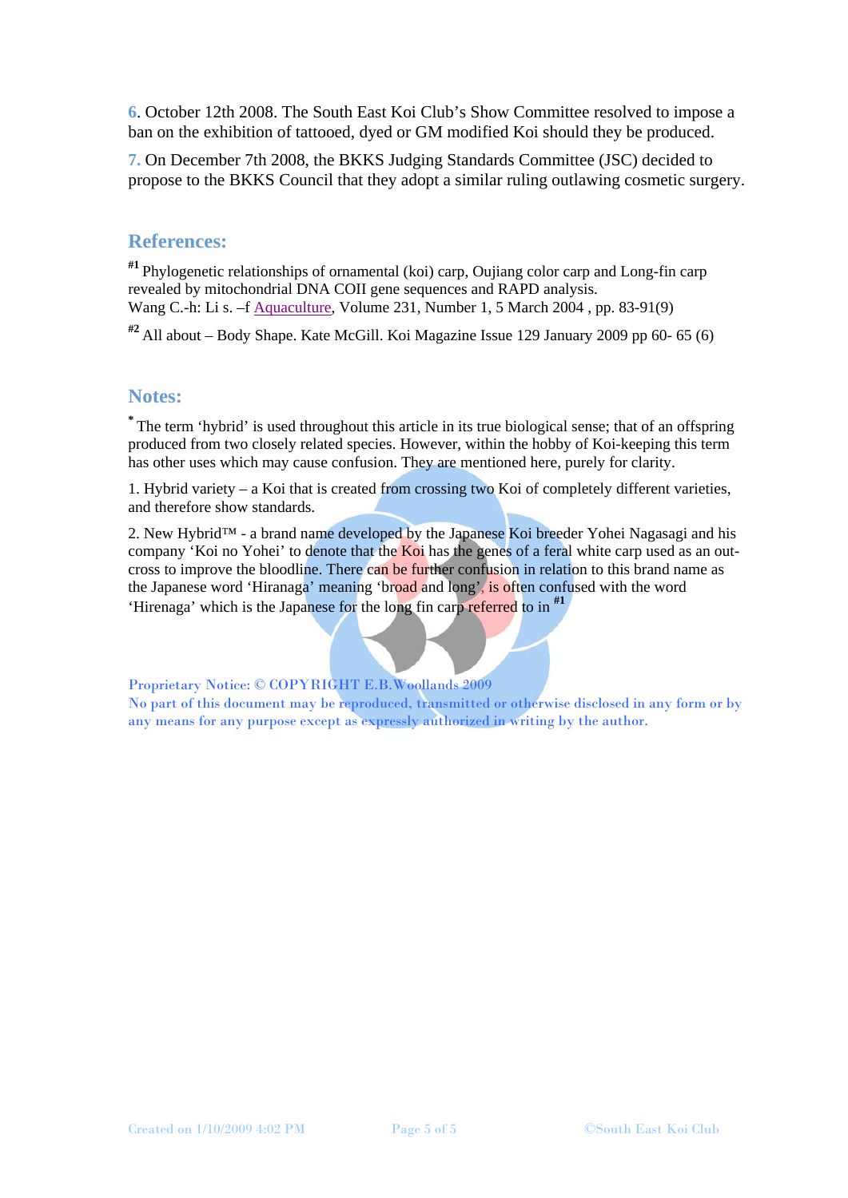6. October 12th 2008. The South East Koi Club's Show Committee resolved to impose a ban on the exhibition of tattooed, dyed or GM modified Koi should they be produced.

7. On December 7th 2008, the BKKS Judging Standards Committee (JSC) decided to propose to the BKKS Council that they adopt a similar ruling outlawing cosmetic surgery.

## References:

[#1] Phylogenetic relationships of ornamental (koi) carp, Oujiang color carp and Long-fin carp revealed by mitochondrial DNA COII gene sequences and RAPD analysis.
Wang C.-h: Li s. –f Aquaculture, Volume 231, Number 1, 5 March 2004 , pp. 83-91(9)

[#2] All about – Body Shape. Kate McGill. Koi Magazine Issue 129 January 2009 pp 60- 65 (6)

## Notes:

[*] The term 'hybrid' is used throughout this article in its true biological sense; that of an offspring produced from two closely related species. However, within the hobby of Koi-keeping this term has other uses which may cause confusion. They are mentioned here, purely for clarity.

1. Hybrid variety – a Koi that is created from crossing two Koi of completely different varieties, and therefore show standards.

2. New Hybrid™ - a brand name developed by the Japanese Koi breeder Yohei Nagasagi and his company 'Koi no Yohei' to denote that the Koi has the genes of a feral white carp used as an out-cross to improve the bloodline. There can be further confusion in relation to this brand name as the Japanese word 'Hiranaga' meaning 'broad and long', is often confused with the word 'Hirenaga' which is the Japanese for the long fin carp referred to in [#1]

Proprietary Notice: © COPYRIGHT E.B.Woollands 2009
No part of this document may be reproduced, transmitted or otherwise disclosed in any form or by any means for any purpose except as expressly authorized in writing by the author.